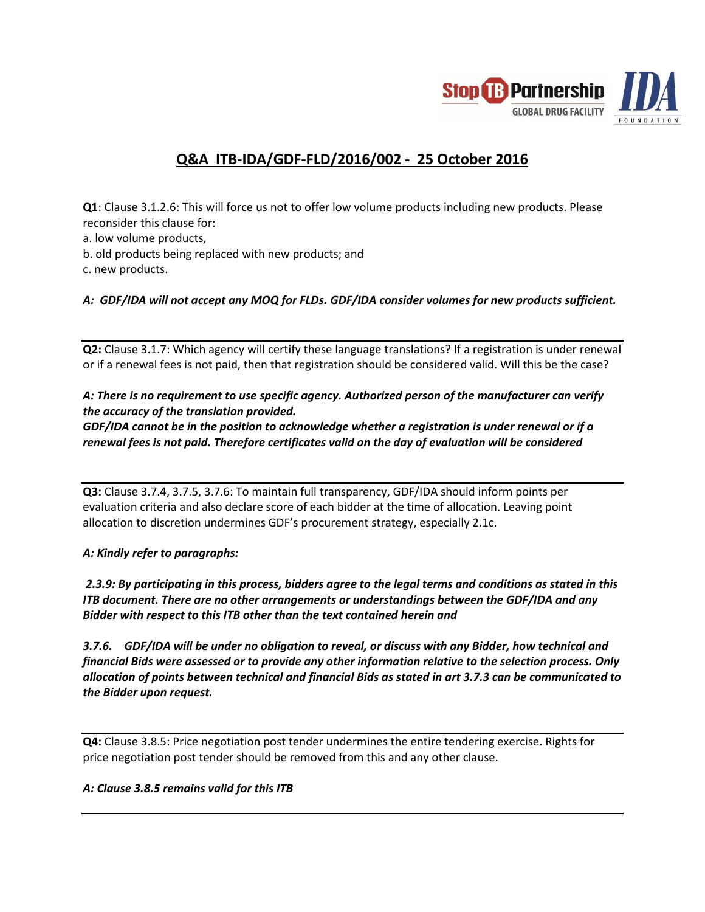# Q&A ITB-IDA/GDF-FLD/2016/002 - 25 October 2016

**Q1**: Clause 3.1.2.6: This will force us not to offer low volume products including new products. Please reconsider this clause for:

a. low volume products,

b. old products being replaced with new products; and

c. new products.

***A: GDF/IDA will not accept any MOQ for FLDs. GDF/IDA consider volumes for new products sufficient.***

---

**Q2:** Clause 3.1.7: Which agency will certify these language translations? If a registration is under renewal or if a renewal fees is not paid, then that registration should be considered valid. Will this be the case?

***A: There is no requirement to use specific agency. Authorized person of the manufacturer can verify the accuracy of the translation provided.***

***GDF/IDA cannot be in the position to acknowledge whether a registration is under renewal or if a renewal fees is not paid. Therefore certificates valid on the day of evaluation will be considered***

---

**Q3:** Clause 3.7.4, 3.7.5, 3.7.6: To maintain full transparency, GDF/IDA should inform points per evaluation criteria and also declare score of each bidder at the time of allocation. Leaving point allocation to discretion undermines GDF's procurement strategy, especially 2.1c.

***A: Kindly refer to paragraphs:***

***2.3.9: By participating in this process, bidders agree to the legal terms and conditions as stated in this ITB document. There are no other arrangements or understandings between the GDF/IDA and any Bidder with respect to this ITB other than the text contained herein and***

***3.7.6. GDF/IDA will be under no obligation to reveal, or discuss with any Bidder, how technical and financial Bids were assessed or to provide any other information relative to the selection process. Only allocation of points between technical and financial Bids as stated in art 3.7.3 can be communicated to the Bidder upon request.***

---

**Q4:** Clause 3.8.5: Price negotiation post tender undermines the entire tendering exercise. Rights for price negotiation post tender should be removed from this and any other clause.

***A: Clause 3.8.5 remains valid for this ITB***

---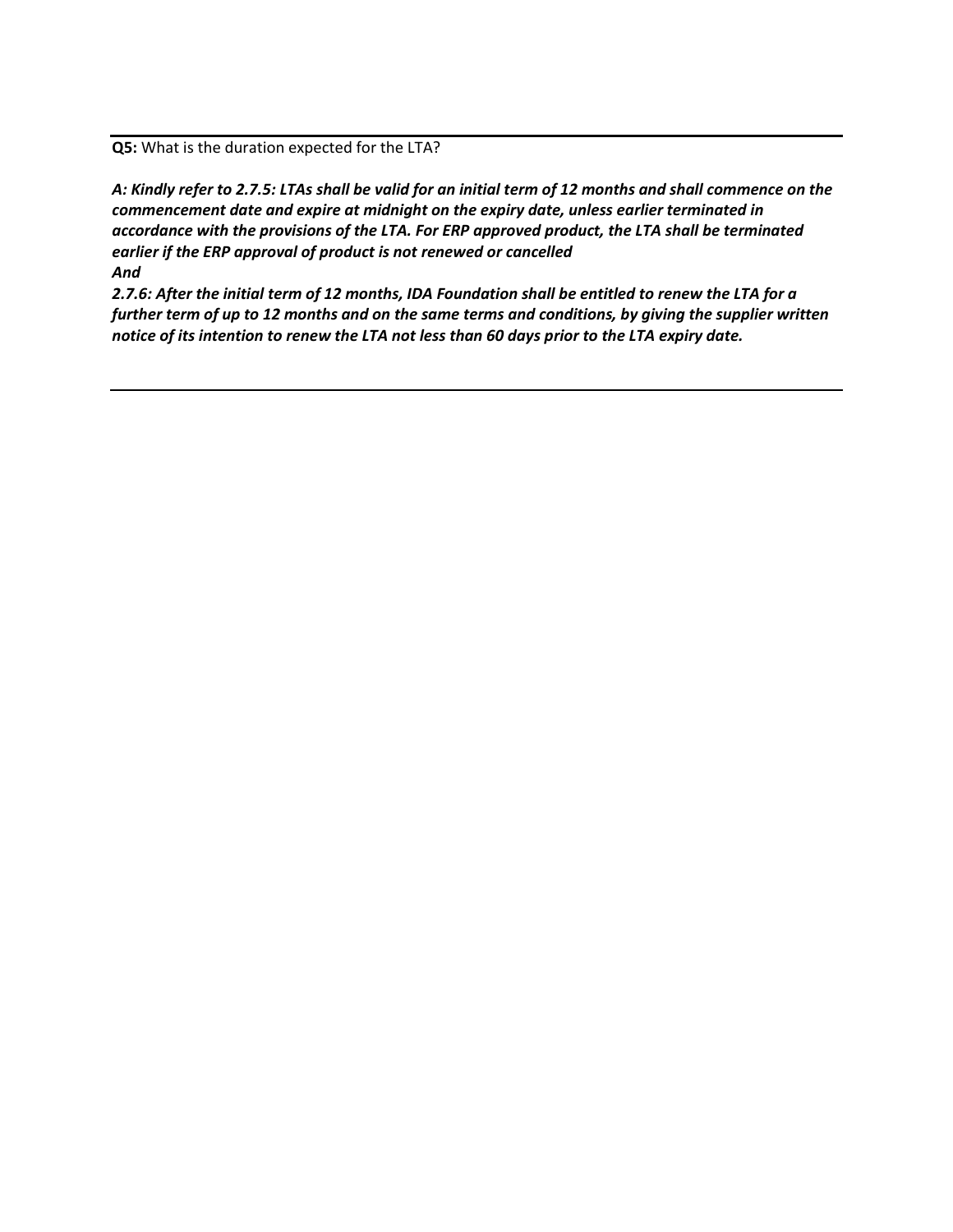---

**Q5:** What is the duration expected for the LTA?

***A: Kindly refer to 2.7.5: LTAs shall be valid for an initial term of 12 months and shall commence on the commencement date and expire at midnight on the expiry date, unless earlier terminated in accordance with the provisions of the LTA. For ERP approved product, the LTA shall be terminated earlier if the ERP approval of product is not renewed or cancelled***
***And***
***2.7.6: After the initial term of 12 months, IDA Foundation shall be entitled to renew the LTA for a further term of up to 12 months and on the same terms and conditions, by giving the supplier written notice of its intention to renew the LTA not less than 60 days prior to the LTA expiry date.***

---